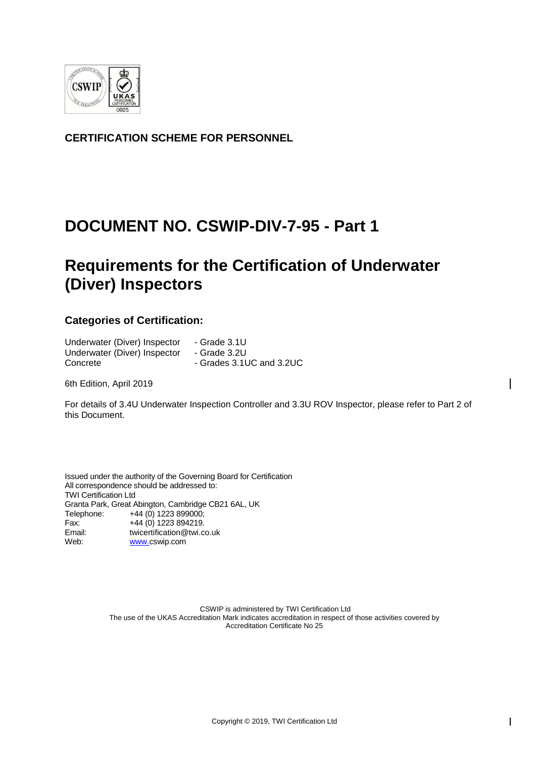**CERTIFICATION SCHEME FOR PERSONNEL**

# DOCUMENT NO. CSWIP-DIV-7-95 - Part 1

# Requirements for the Certification of Underwater (Diver) Inspectors

### Categories of Certification:

| | |
|---|---|
| Underwater (Diver) Inspector | - Grade 3.1U |
| Underwater (Diver) Inspector | - Grade 3.2U |
| Concrete | - Grades 3.1UC and 3.2UC |

6th Edition, April 2019

For details of 3.4U Underwater Inspection Controller and 3.3U ROV Inspector, please refer to Part 2 of this Document.

Issued under the authority of the Governing Board for Certification
All correspondence should be addressed to:
TWI Certification Ltd
Granta Park, Great Abington, Cambridge CB21 6AL, UK
Telephone: +44 (0) 1223 899000;
Fax: +44 (0) 1223 894219.
Email: twicertification@twi.co.uk
Web: www.cswip.com

CSWIP is administered by TWI Certification Ltd
The use of the UKAS Accreditation Mark indicates accreditation in respect of those activities covered by Accreditation Certificate No 25

Copyright © 2019, TWI Certification Ltd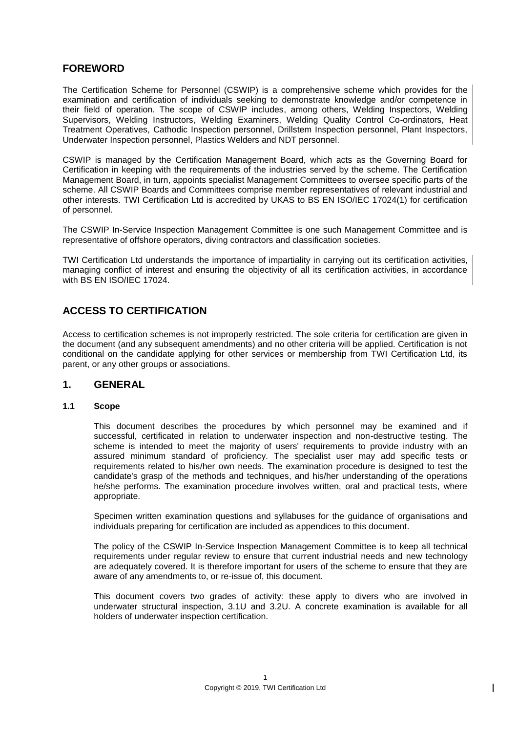## FOREWORD

The Certification Scheme for Personnel (CSWIP) is a comprehensive scheme which provides for the examination and certification of individuals seeking to demonstrate knowledge and/or competence in their field of operation. The scope of CSWIP includes, among others, Welding Inspectors, Welding Supervisors, Welding Instructors, Welding Examiners, Welding Quality Control Co-ordinators, Heat Treatment Operatives, Cathodic Inspection personnel, Drillstem Inspection personnel, Plant Inspectors, Underwater Inspection personnel, Plastics Welders and NDT personnel.

CSWIP is managed by the Certification Management Board, which acts as the Governing Board for Certification in keeping with the requirements of the industries served by the scheme. The Certification Management Board, in turn, appoints specialist Management Committees to oversee specific parts of the scheme. All CSWIP Boards and Committees comprise member representatives of relevant industrial and other interests. TWI Certification Ltd is accredited by UKAS to BS EN ISO/IEC 17024(1) for certification of personnel.

The CSWIP In-Service Inspection Management Committee is one such Management Committee and is representative of offshore operators, diving contractors and classification societies.

TWI Certification Ltd understands the importance of impartiality in carrying out its certification activities, managing conflict of interest and ensuring the objectivity of all its certification activities, in accordance with BS EN ISO/IEC 17024.

## ACCESS TO CERTIFICATION

Access to certification schemes is not improperly restricted. The sole criteria for certification are given in the document (and any subsequent amendments) and no other criteria will be applied. Certification is not conditional on the candidate applying for other services or membership from TWI Certification Ltd, its parent, or any other groups or associations.

## 1. GENERAL

### 1.1 Scope

This document describes the procedures by which personnel may be examined and if successful, certificated in relation to underwater inspection and non-destructive testing. The scheme is intended to meet the majority of users' requirements to provide industry with an assured minimum standard of proficiency. The specialist user may add specific tests or requirements related to his/her own needs. The examination procedure is designed to test the candidate's grasp of the methods and techniques, and his/her understanding of the operations he/she performs. The examination procedure involves written, oral and practical tests, where appropriate.

Specimen written examination questions and syllabuses for the guidance of organisations and individuals preparing for certification are included as appendices to this document.

The policy of the CSWIP In-Service Inspection Management Committee is to keep all technical requirements under regular review to ensure that current industrial needs and new technology are adequately covered. It is therefore important for users of the scheme to ensure that they are aware of any amendments to, or re-issue of, this document.

This document covers two grades of activity: these apply to divers who are involved in underwater structural inspection, 3.1U and 3.2U. A concrete examination is available for all holders of underwater inspection certification.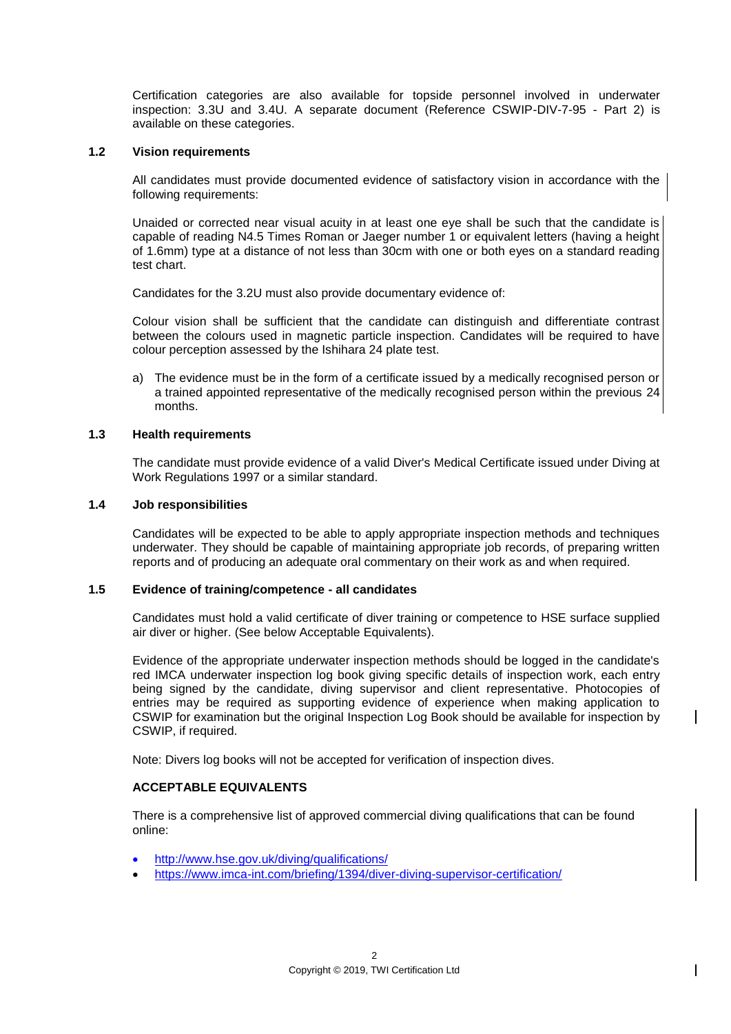Certification categories are also available for topside personnel involved in underwater inspection: 3.3U and 3.4U. A separate document (Reference CSWIP-DIV-7-95 - Part 2) is available on these categories.

### 1.2 Vision requirements

All candidates must provide documented evidence of satisfactory vision in accordance with the following requirements:

Unaided or corrected near visual acuity in at least one eye shall be such that the candidate is capable of reading N4.5 Times Roman or Jaeger number 1 or equivalent letters (having a height of 1.6mm) type at a distance of not less than 30cm with one or both eyes on a standard reading test chart.

Candidates for the 3.2U must also provide documentary evidence of:

Colour vision shall be sufficient that the candidate can distinguish and differentiate contrast between the colours used in magnetic particle inspection. Candidates will be required to have colour perception assessed by the Ishihara 24 plate test.

a) The evidence must be in the form of a certificate issued by a medically recognised person or a trained appointed representative of the medically recognised person within the previous 24 months.

### 1.3 Health requirements

The candidate must provide evidence of a valid Diver's Medical Certificate issued under Diving at Work Regulations 1997 or a similar standard.

### 1.4 Job responsibilities

Candidates will be expected to be able to apply appropriate inspection methods and techniques underwater. They should be capable of maintaining appropriate job records, of preparing written reports and of producing an adequate oral commentary on their work as and when required.

### 1.5 Evidence of training/competence - all candidates

Candidates must hold a valid certificate of diver training or competence to HSE surface supplied air diver or higher. (See below Acceptable Equivalents).

Evidence of the appropriate underwater inspection methods should be logged in the candidate's red IMCA underwater inspection log book giving specific details of inspection work, each entry being signed by the candidate, diving supervisor and client representative. Photocopies of entries may be required as supporting evidence of experience when making application to CSWIP for examination but the original Inspection Log Book should be available for inspection by CSWIP, if required.

Note: Divers log books will not be accepted for verification of inspection dives.

**ACCEPTABLE EQUIVALENTS**

There is a comprehensive list of approved commercial diving qualifications that can be found online:

- http://www.hse.gov.uk/diving/qualifications/
- https://www.imca-int.com/briefing/1394/diver-diving-supervisor-certification/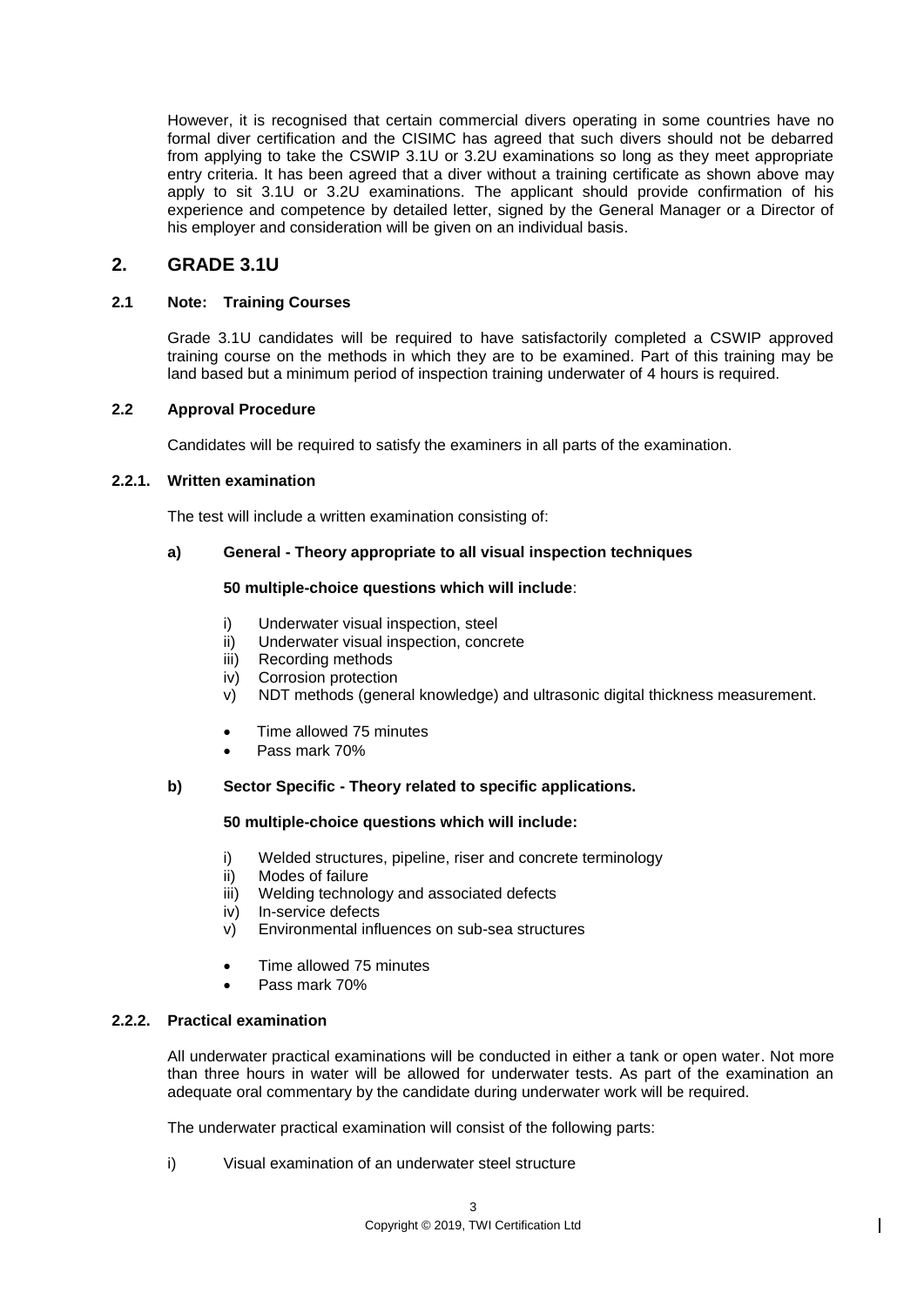However, it is recognised that certain commercial divers operating in some countries have no formal diver certification and the CISIMC has agreed that such divers should not be debarred from applying to take the CSWIP 3.1U or 3.2U examinations so long as they meet appropriate entry criteria. It has been agreed that a diver without a training certificate as shown above may apply to sit 3.1U or 3.2U examinations. The applicant should provide confirmation of his experience and competence by detailed letter, signed by the General Manager or a Director of his employer and consideration will be given on an individual basis.

## 2. GRADE 3.1U

### 2.1 Note: Training Courses

Grade 3.1U candidates will be required to have satisfactorily completed a CSWIP approved training course on the methods in which they are to be examined. Part of this training may be land based but a minimum period of inspection training underwater of 4 hours is required.

### 2.2 Approval Procedure

Candidates will be required to satisfy the examiners in all parts of the examination.

#### 2.2.1. Written examination

The test will include a written examination consisting of:

**a) General - Theory appropriate to all visual inspection techniques**

**50 multiple-choice questions which will include**:

- i) Underwater visual inspection, steel
- ii) Underwater visual inspection, concrete
- iii) Recording methods
- iv) Corrosion protection
- v) NDT methods (general knowledge) and ultrasonic digital thickness measurement.

- Time allowed 75 minutes
- Pass mark 70%

**b) Sector Specific - Theory related to specific applications.**

**50 multiple-choice questions which will include:**

- i) Welded structures, pipeline, riser and concrete terminology
- ii) Modes of failure
- iii) Welding technology and associated defects
- iv) In-service defects
- v) Environmental influences on sub-sea structures

- Time allowed 75 minutes
- Pass mark 70%

#### 2.2.2. Practical examination

All underwater practical examinations will be conducted in either a tank or open water. Not more than three hours in water will be allowed for underwater tests. As part of the examination an adequate oral commentary by the candidate during underwater work will be required.

The underwater practical examination will consist of the following parts:

i) Visual examination of an underwater steel structure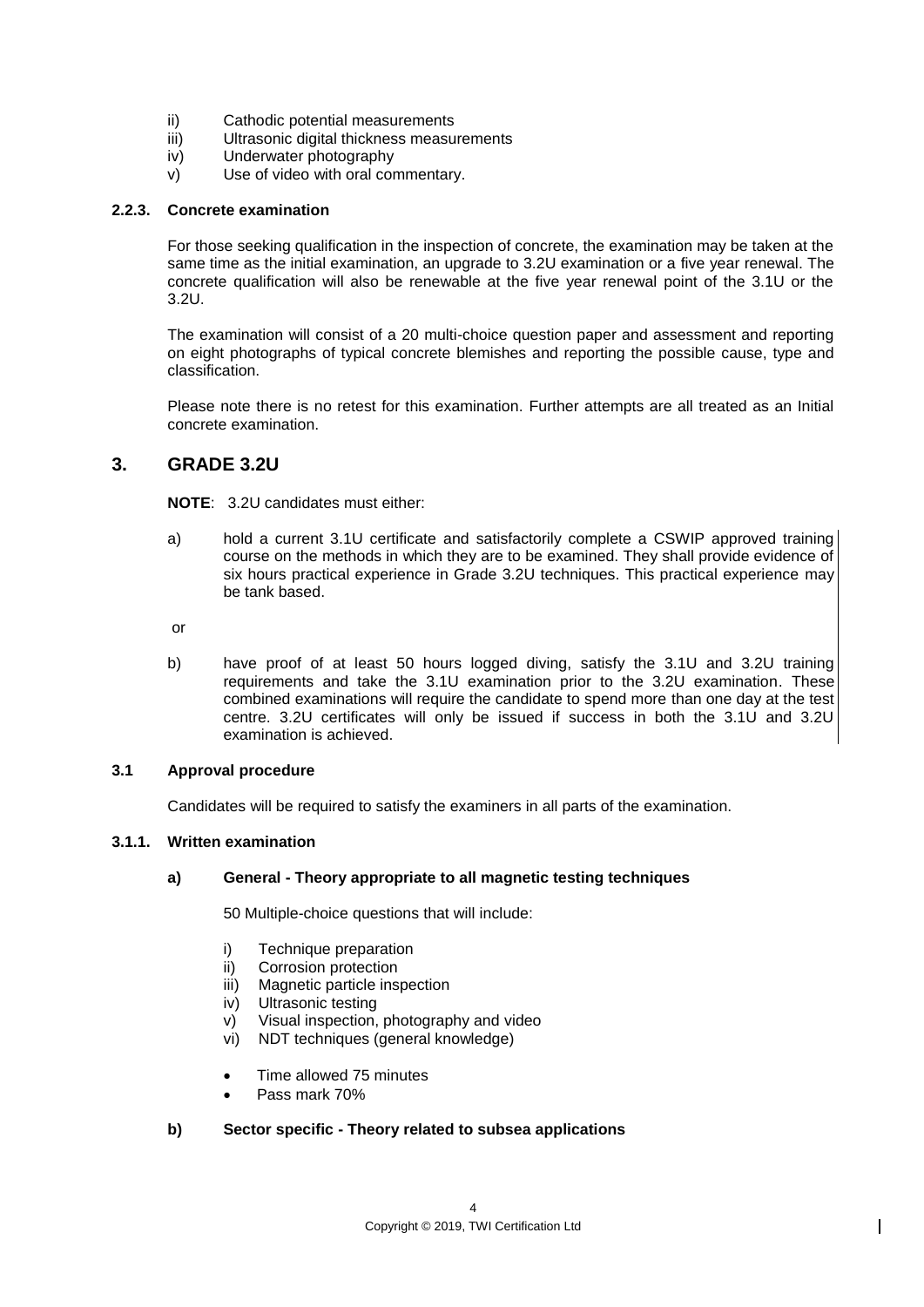ii) Cathodic potential measurements
iii) Ultrasonic digital thickness measurements
iv) Underwater photography
v) Use of video with oral commentary.

#### 2.2.3. Concrete examination

For those seeking qualification in the inspection of concrete, the examination may be taken at the same time as the initial examination, an upgrade to 3.2U examination or a five year renewal. The concrete qualification will also be renewable at the five year renewal point of the 3.1U or the 3.2U.

The examination will consist of a 20 multi-choice question paper and assessment and reporting on eight photographs of typical concrete blemishes and reporting the possible cause, type and classification.

Please note there is no retest for this examination. Further attempts are all treated as an Initial concrete examination.

## 3. GRADE 3.2U

**NOTE**: 3.2U candidates must either:

a) hold a current 3.1U certificate and satisfactorily complete a CSWIP approved training course on the methods in which they are to be examined. They shall provide evidence of six hours practical experience in Grade 3.2U techniques. This practical experience may be tank based.

or

b) have proof of at least 50 hours logged diving, satisfy the 3.1U and 3.2U training requirements and take the 3.1U examination prior to the 3.2U examination. These combined examinations will require the candidate to spend more than one day at the test centre. 3.2U certificates will only be issued if success in both the 3.1U and 3.2U examination is achieved.

### 3.1 Approval procedure

Candidates will be required to satisfy the examiners in all parts of the examination.

#### 3.1.1. Written examination

**a) General - Theory appropriate to all magnetic testing techniques**

50 Multiple-choice questions that will include:

i) Technique preparation
ii) Corrosion protection
iii) Magnetic particle inspection
iv) Ultrasonic testing
v) Visual inspection, photography and video
vi) NDT techniques (general knowledge)

- Time allowed 75 minutes
- Pass mark 70%

**b) Sector specific - Theory related to subsea applications**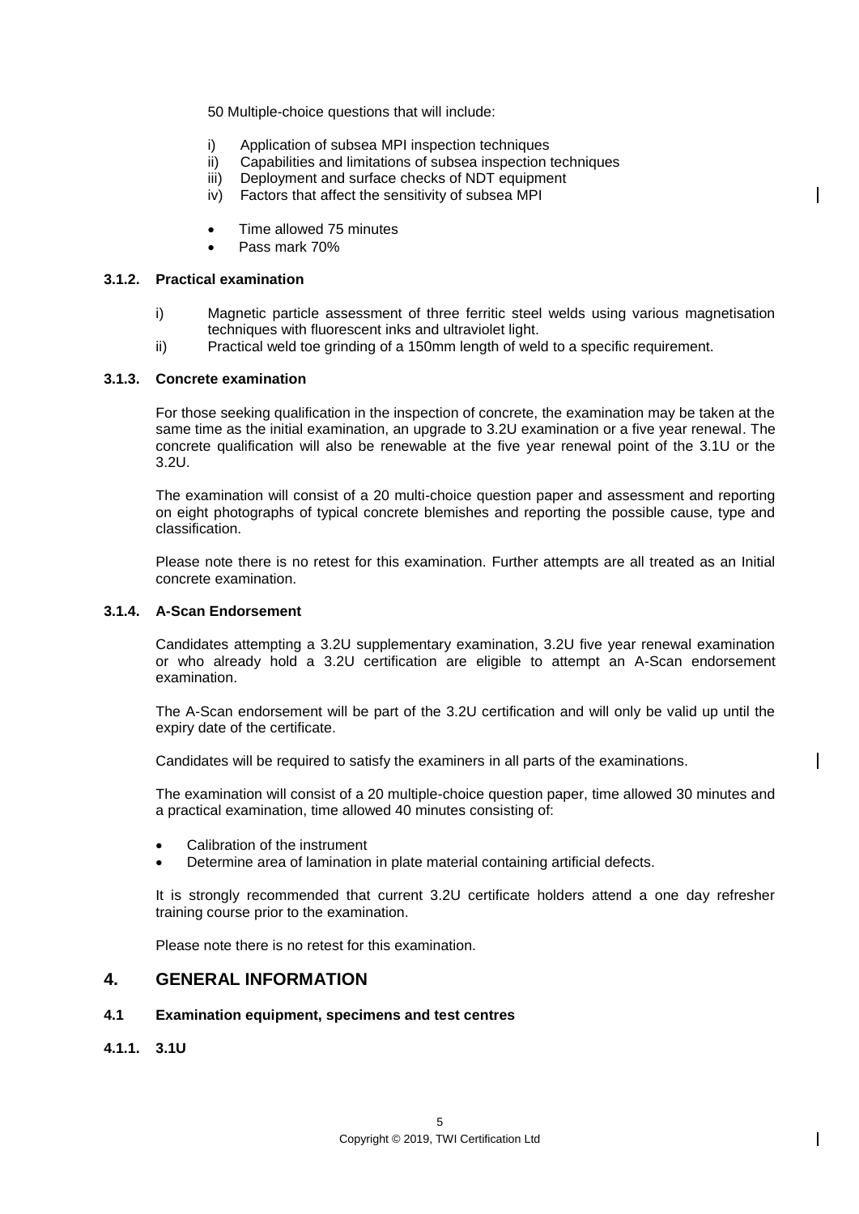50 Multiple-choice questions that will include:

i) Application of subsea MPI inspection techniques
ii) Capabilities and limitations of subsea inspection techniques
iii) Deployment and surface checks of NDT equipment
iv) Factors that affect the sensitivity of subsea MPI

- Time allowed 75 minutes
- Pass mark 70%

### 3.1.2. Practical examination

i) Magnetic particle assessment of three ferritic steel welds using various magnetisation techniques with fluorescent inks and ultraviolet light.
ii) Practical weld toe grinding of a 150mm length of weld to a specific requirement.

### 3.1.3. Concrete examination

For those seeking qualification in the inspection of concrete, the examination may be taken at the same time as the initial examination, an upgrade to 3.2U examination or a five year renewal. The concrete qualification will also be renewable at the five year renewal point of the 3.1U or the 3.2U.

The examination will consist of a 20 multi-choice question paper and assessment and reporting on eight photographs of typical concrete blemishes and reporting the possible cause, type and classification.

Please note there is no retest for this examination. Further attempts are all treated as an Initial concrete examination.

### 3.1.4. A-Scan Endorsement

Candidates attempting a 3.2U supplementary examination, 3.2U five year renewal examination or who already hold a 3.2U certification are eligible to attempt an A-Scan endorsement examination.

The A-Scan endorsement will be part of the 3.2U certification and will only be valid up until the expiry date of the certificate.

Candidates will be required to satisfy the examiners in all parts of the examinations.

The examination will consist of a 20 multiple-choice question paper, time allowed 30 minutes and a practical examination, time allowed 40 minutes consisting of:

- Calibration of the instrument
- Determine area of lamination in plate material containing artificial defects.

It is strongly recommended that current 3.2U certificate holders attend a one day refresher training course prior to the examination.

Please note there is no retest for this examination.

## 4. GENERAL INFORMATION

### 4.1 Examination equipment, specimens and test centres

### 4.1.1. 3.1U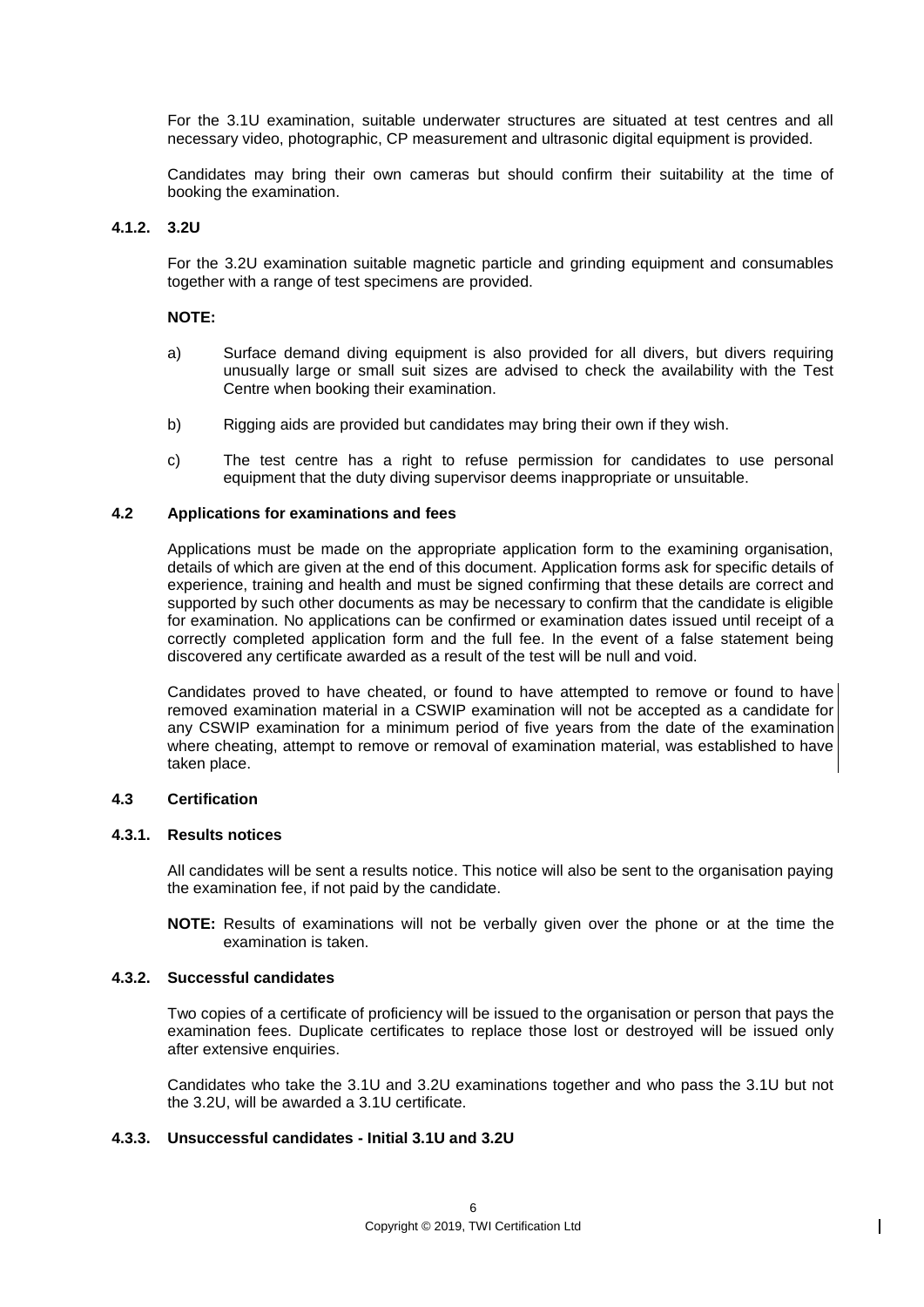For the 3.1U examination, suitable underwater structures are situated at test centres and all necessary video, photographic, CP measurement and ultrasonic digital equipment is provided.

Candidates may bring their own cameras but should confirm their suitability at the time of booking the examination.

#### 4.1.2. 3.2U

For the 3.2U examination suitable magnetic particle and grinding equipment and consumables together with a range of test specimens are provided.

**NOTE:**

a) Surface demand diving equipment is also provided for all divers, but divers requiring unusually large or small suit sizes are advised to check the availability with the Test Centre when booking their examination.

b) Rigging aids are provided but candidates may bring their own if they wish.

c) The test centre has a right to refuse permission for candidates to use personal equipment that the duty diving supervisor deems inappropriate or unsuitable.

### 4.2 Applications for examinations and fees

Applications must be made on the appropriate application form to the examining organisation, details of which are given at the end of this document. Application forms ask for specific details of experience, training and health and must be signed confirming that these details are correct and supported by such other documents as may be necessary to confirm that the candidate is eligible for examination. No applications can be confirmed or examination dates issued until receipt of a correctly completed application form and the full fee. In the event of a false statement being discovered any certificate awarded as a result of the test will be null and void.

Candidates proved to have cheated, or found to have attempted to remove or found to have removed examination material in a CSWIP examination will not be accepted as a candidate for any CSWIP examination for a minimum period of five years from the date of the examination where cheating, attempt to remove or removal of examination material, was established to have taken place.

### 4.3 Certification

#### 4.3.1. Results notices

All candidates will be sent a results notice. This notice will also be sent to the organisation paying the examination fee, if not paid by the candidate.

**NOTE:** Results of examinations will not be verbally given over the phone or at the time the examination is taken.

#### 4.3.2. Successful candidates

Two copies of a certificate of proficiency will be issued to the organisation or person that pays the examination fees. Duplicate certificates to replace those lost or destroyed will be issued only after extensive enquiries.

Candidates who take the 3.1U and 3.2U examinations together and who pass the 3.1U but not the 3.2U, will be awarded a 3.1U certificate.

#### 4.3.3. Unsuccessful candidates - Initial 3.1U and 3.2U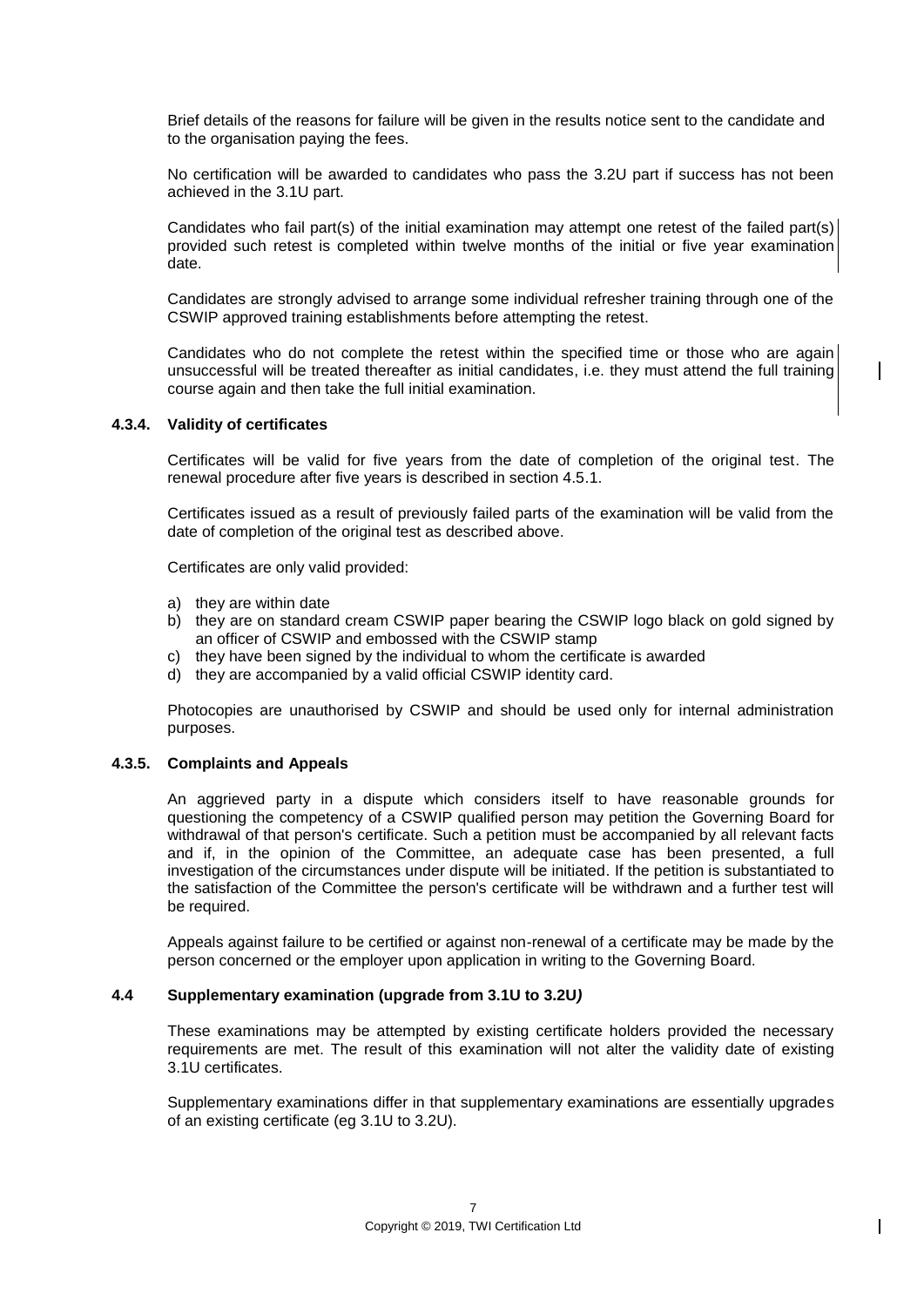Brief details of the reasons for failure will be given in the results notice sent to the candidate and to the organisation paying the fees.

No certification will be awarded to candidates who pass the 3.2U part if success has not been achieved in the 3.1U part.

Candidates who fail part(s) of the initial examination may attempt one retest of the failed part(s) provided such retest is completed within twelve months of the initial or five year examination date.

Candidates are strongly advised to arrange some individual refresher training through one of the CSWIP approved training establishments before attempting the retest.

Candidates who do not complete the retest within the specified time or those who are again unsuccessful will be treated thereafter as initial candidates, i.e. they must attend the full training course again and then take the full initial examination.

#### 4.3.4. Validity of certificates

Certificates will be valid for five years from the date of completion of the original test. The renewal procedure after five years is described in section 4.5.1.

Certificates issued as a result of previously failed parts of the examination will be valid from the date of completion of the original test as described above.

Certificates are only valid provided:

a) they are within date
b) they are on standard cream CSWIP paper bearing the CSWIP logo black on gold signed by an officer of CSWIP and embossed with the CSWIP stamp
c) they have been signed by the individual to whom the certificate is awarded
d) they are accompanied by a valid official CSWIP identity card.

Photocopies are unauthorised by CSWIP and should be used only for internal administration purposes.

#### 4.3.5. Complaints and Appeals

An aggrieved party in a dispute which considers itself to have reasonable grounds for questioning the competency of a CSWIP qualified person may petition the Governing Board for withdrawal of that person's certificate. Such a petition must be accompanied by all relevant facts and if, in the opinion of the Committee, an adequate case has been presented, a full investigation of the circumstances under dispute will be initiated. If the petition is substantiated to the satisfaction of the Committee the person's certificate will be withdrawn and a further test will be required.

Appeals against failure to be certified or against non-renewal of a certificate may be made by the person concerned or the employer upon application in writing to the Governing Board.

### 4.4 Supplementary examination (upgrade from 3.1U to 3.2U*)*

These examinations may be attempted by existing certificate holders provided the necessary requirements are met. The result of this examination will not alter the validity date of existing 3.1U certificates.

Supplementary examinations differ in that supplementary examinations are essentially upgrades of an existing certificate (eg 3.1U to 3.2U).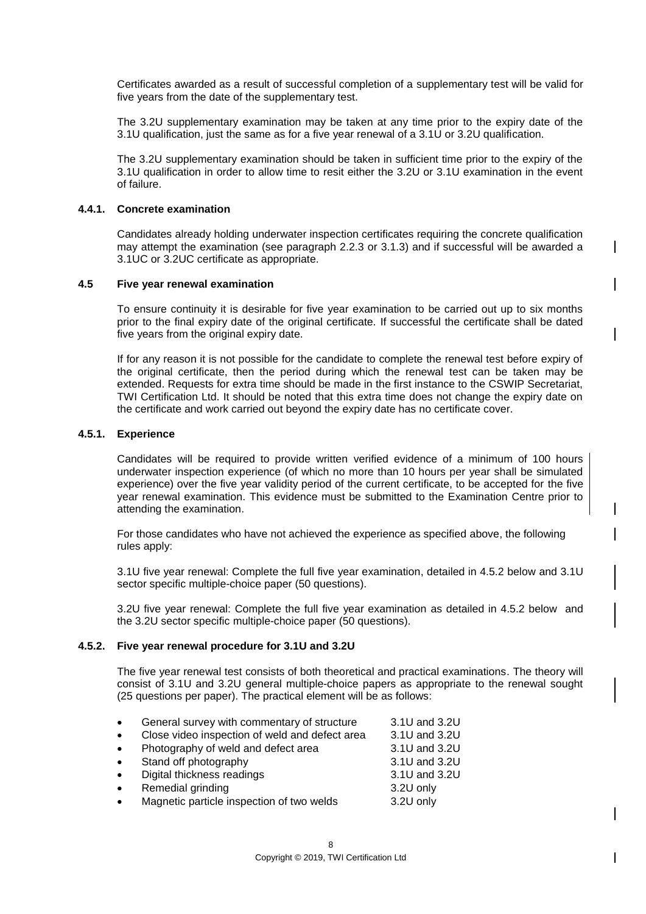Certificates awarded as a result of successful completion of a supplementary test will be valid for five years from the date of the supplementary test.

The 3.2U supplementary examination may be taken at any time prior to the expiry date of the 3.1U qualification, just the same as for a five year renewal of a 3.1U or 3.2U qualification.

The 3.2U supplementary examination should be taken in sufficient time prior to the expiry of the 3.1U qualification in order to allow time to resit either the 3.2U or 3.1U examination in the event of failure.

#### 4.4.1. Concrete examination

Candidates already holding underwater inspection certificates requiring the concrete qualification may attempt the examination (see paragraph 2.2.3 or 3.1.3) and if successful will be awarded a 3.1UC or 3.2UC certificate as appropriate.

### 4.5 Five year renewal examination

To ensure continuity it is desirable for five year examination to be carried out up to six months prior to the final expiry date of the original certificate. If successful the certificate shall be dated five years from the original expiry date.

If for any reason it is not possible for the candidate to complete the renewal test before expiry of the original certificate, then the period during which the renewal test can be taken may be extended. Requests for extra time should be made in the first instance to the CSWIP Secretariat, TWI Certification Ltd. It should be noted that this extra time does not change the expiry date on the certificate and work carried out beyond the expiry date has no certificate cover.

#### 4.5.1. Experience

Candidates will be required to provide written verified evidence of a minimum of 100 hours underwater inspection experience (of which no more than 10 hours per year shall be simulated experience) over the five year validity period of the current certificate, to be accepted for the five year renewal examination. This evidence must be submitted to the Examination Centre prior to attending the examination.

For those candidates who have not achieved the experience as specified above, the following rules apply:

3.1U five year renewal: Complete the full five year examination, detailed in 4.5.2 below and 3.1U sector specific multiple-choice paper (50 questions).

3.2U five year renewal: Complete the full five year examination as detailed in 4.5.2 below and the 3.2U sector specific multiple-choice paper (50 questions).

#### 4.5.2. Five year renewal procedure for 3.1U and 3.2U

The five year renewal test consists of both theoretical and practical examinations. The theory will consist of 3.1U and 3.2U general multiple-choice papers as appropriate to the renewal sought (25 questions per paper). The practical element will be as follows:

- General survey with commentary of structure — 3.1U and 3.2U
- Close video inspection of weld and defect area — 3.1U and 3.2U
- Photography of weld and defect area — 3.1U and 3.2U
- Stand off photography — 3.1U and 3.2U
- Digital thickness readings — 3.1U and 3.2U
- Remedial grinding — 3.2U only
- Magnetic particle inspection of two welds — 3.2U only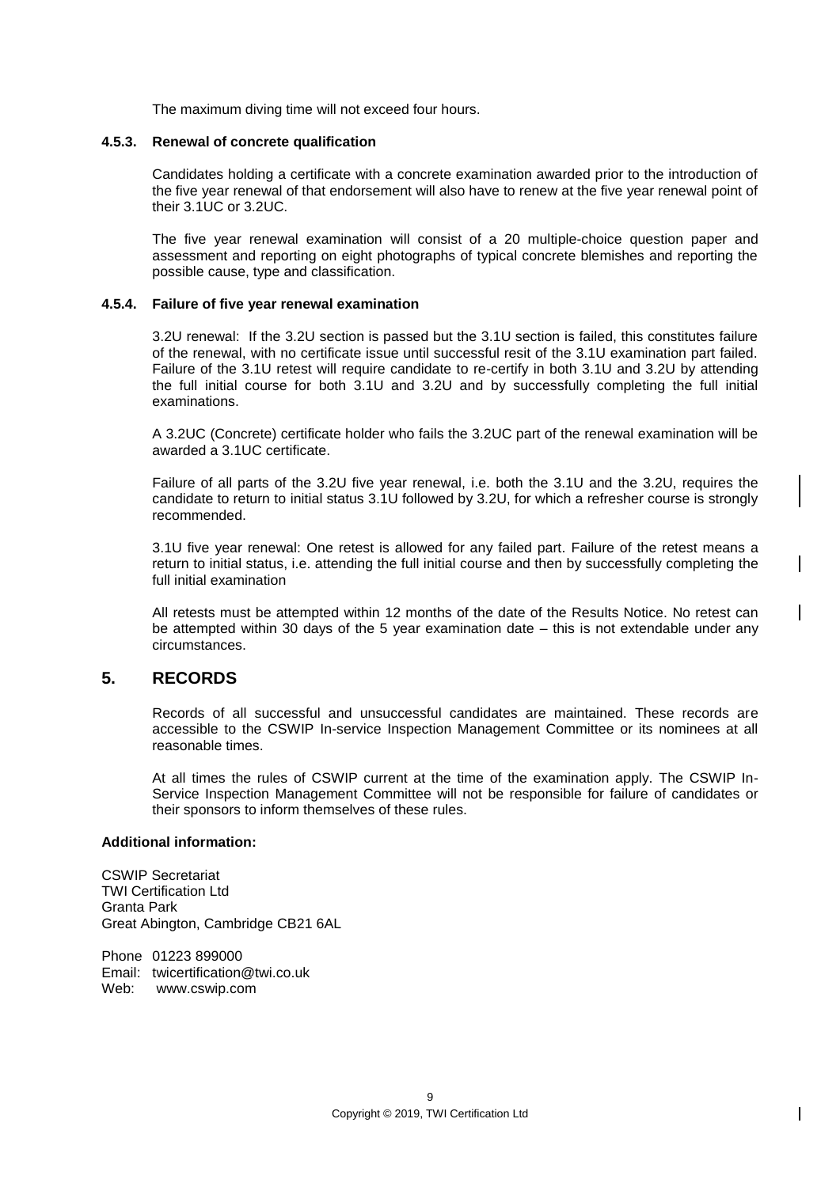The maximum diving time will not exceed four hours.

#### 4.5.3. Renewal of concrete qualification

Candidates holding a certificate with a concrete examination awarded prior to the introduction of the five year renewal of that endorsement will also have to renew at the five year renewal point of their 3.1UC or 3.2UC.

The five year renewal examination will consist of a 20 multiple-choice question paper and assessment and reporting on eight photographs of typical concrete blemishes and reporting the possible cause, type and classification.

#### 4.5.4. Failure of five year renewal examination

3.2U renewal: If the 3.2U section is passed but the 3.1U section is failed, this constitutes failure of the renewal, with no certificate issue until successful resit of the 3.1U examination part failed. Failure of the 3.1U retest will require candidate to re-certify in both 3.1U and 3.2U by attending the full initial course for both 3.1U and 3.2U and by successfully completing the full initial examinations.

A 3.2UC (Concrete) certificate holder who fails the 3.2UC part of the renewal examination will be awarded a 3.1UC certificate.

Failure of all parts of the 3.2U five year renewal, i.e. both the 3.1U and the 3.2U, requires the candidate to return to initial status 3.1U followed by 3.2U, for which a refresher course is strongly recommended.

3.1U five year renewal: One retest is allowed for any failed part. Failure of the retest means a return to initial status, i.e. attending the full initial course and then by successfully completing the full initial examination

All retests must be attempted within 12 months of the date of the Results Notice. No retest can be attempted within 30 days of the 5 year examination date – this is not extendable under any circumstances.

## 5. RECORDS

Records of all successful and unsuccessful candidates are maintained. These records are accessible to the CSWIP In-service Inspection Management Committee or its nominees at all reasonable times.

At all times the rules of CSWIP current at the time of the examination apply. The CSWIP In-Service Inspection Management Committee will not be responsible for failure of candidates or their sponsors to inform themselves of these rules.

**Additional information:**

CSWIP Secretariat
TWI Certification Ltd
Granta Park
Great Abington, Cambridge CB21 6AL

Phone 01223 899000
Email: twicertification@twi.co.uk
Web: www.cswip.com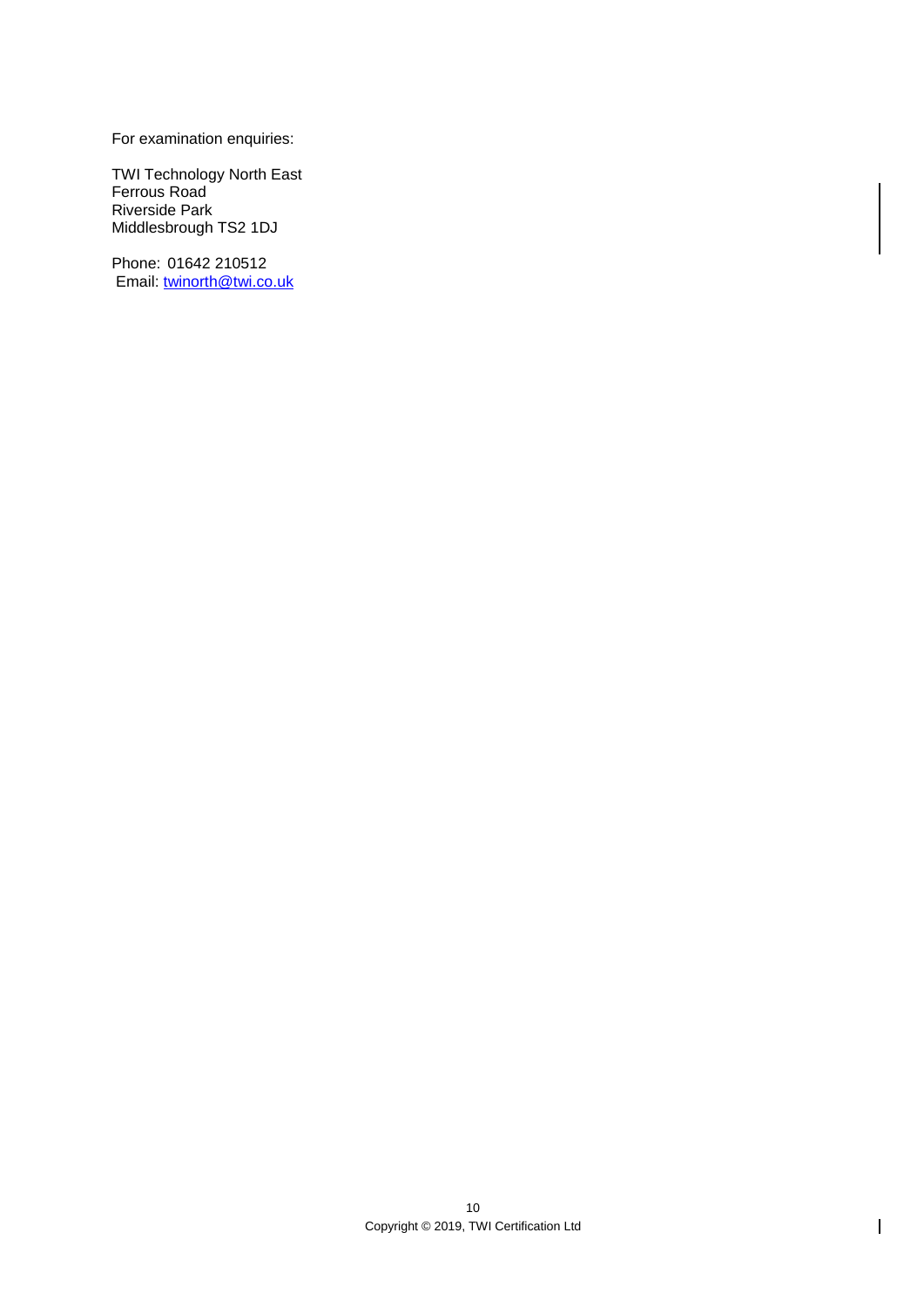For examination enquiries:

TWI Technology North East
Ferrous Road
Riverside Park
Middlesbrough TS2 1DJ

Phone: 01642 210512
Email: twinorth@twi.co.uk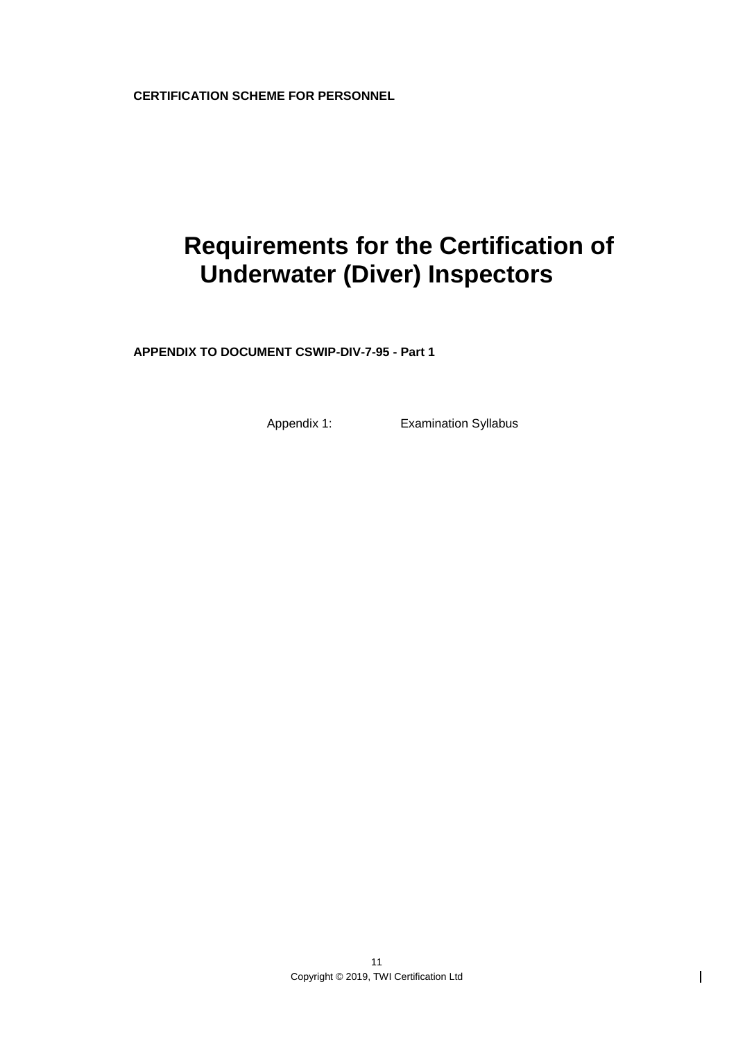**CERTIFICATION SCHEME FOR PERSONNEL**

# Requirements for the Certification of Underwater (Diver) Inspectors

**APPENDIX TO DOCUMENT CSWIP-DIV-7-95 - Part 1**

Appendix 1: Examination Syllabus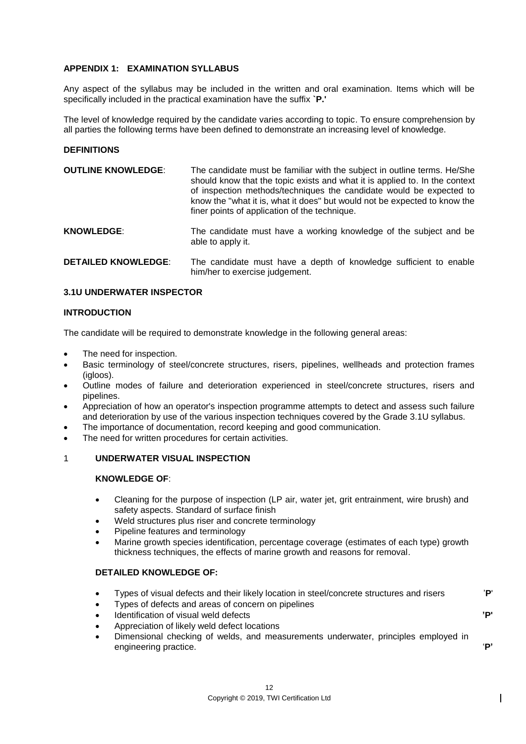## APPENDIX 1: EXAMINATION SYLLABUS

Any aspect of the syllabus may be included in the written and oral examination. Items which will be specifically included in the practical examination have the suffix **`P.'**

The level of knowledge required by the candidate varies according to topic. To ensure comprehension by all parties the following terms have been defined to demonstrate an increasing level of knowledge.

### DEFINITIONS

**OUTLINE KNOWLEDGE**: The candidate must be familiar with the subject in outline terms. He/She should know that the topic exists and what it is applied to. In the context of inspection methods/techniques the candidate would be expected to know the "what it is, what it does" but would not be expected to know the finer points of application of the technique.

**KNOWLEDGE**: The candidate must have a working knowledge of the subject and be able to apply it.

**DETAILED KNOWLEDGE**: The candidate must have a depth of knowledge sufficient to enable him/her to exercise judgement.

### 3.1U UNDERWATER INSPECTOR

#### INTRODUCTION

The candidate will be required to demonstrate knowledge in the following general areas:

- The need for inspection.
- Basic terminology of steel/concrete structures, risers, pipelines, wellheads and protection frames (igloos).
- Outline modes of failure and deterioration experienced in steel/concrete structures, risers and pipelines.
- Appreciation of how an operator's inspection programme attempts to detect and assess such failure and deterioration by use of the various inspection techniques covered by the Grade 3.1U syllabus.
- The importance of documentation, record keeping and good communication.
- The need for written procedures for certain activities.

#### 1 UNDERWATER VISUAL INSPECTION

**KNOWLEDGE OF**:

- Cleaning for the purpose of inspection (LP air, water jet, grit entrainment, wire brush) and safety aspects. Standard of surface finish
- Weld structures plus riser and concrete terminology
- Pipeline features and terminology
- Marine growth species identification, percentage coverage (estimates of each type) growth thickness techniques, the effects of marine growth and reasons for removal.

**DETAILED KNOWLEDGE OF:**

- Types of visual defects and their likely location in steel/concrete structures and risers **'P'**
- Types of defects and areas of concern on pipelines
- Identification of visual weld defects **'P'**
- Appreciation of likely weld defect locations
- Dimensional checking of welds, and measurements underwater, principles employed in engineering practice. **'P'**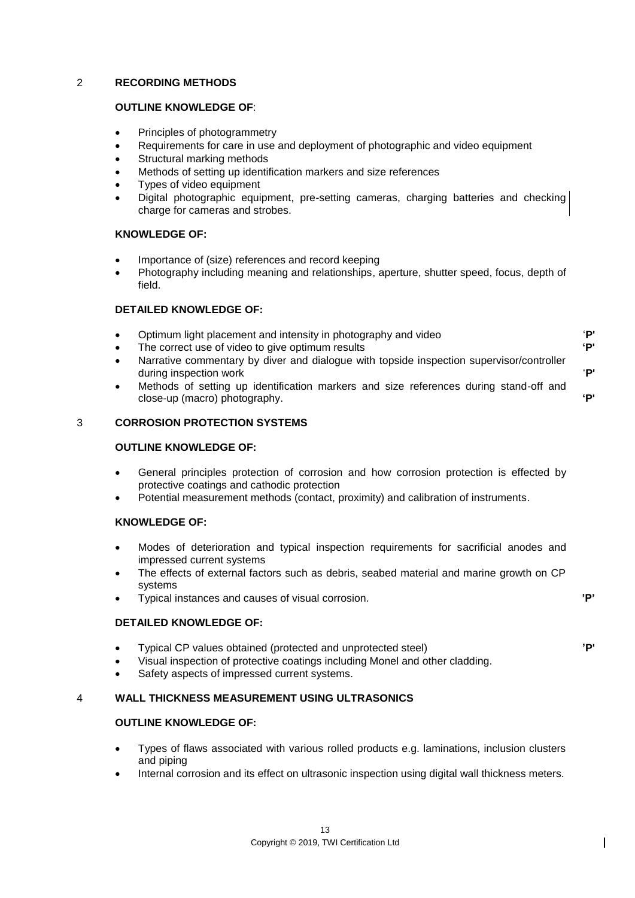## 2 RECORDING METHODS

**OUTLINE KNOWLEDGE OF**:

- Principles of photogrammetry
- Requirements for care in use and deployment of photographic and video equipment
- Structural marking methods
- Methods of setting up identification markers and size references
- Types of video equipment
- Digital photographic equipment, pre-setting cameras, charging batteries and checking charge for cameras and strobes.

**KNOWLEDGE OF:**

- Importance of (size) references and record keeping
- Photography including meaning and relationships, aperture, shutter speed, focus, depth of field.

**DETAILED KNOWLEDGE OF:**

- Optimum light placement and intensity in photography and video **'P'**
- The correct use of video to give optimum results **'P'**
- Narrative commentary by diver and dialogue with topside inspection supervisor/controller during inspection work **'P'**
- Methods of setting up identification markers and size references during stand-off and close-up (macro) photography. **'P'**

## 3 CORROSION PROTECTION SYSTEMS

**OUTLINE KNOWLEDGE OF:**

- General principles protection of corrosion and how corrosion protection is effected by protective coatings and cathodic protection
- Potential measurement methods (contact, proximity) and calibration of instruments.

**KNOWLEDGE OF:**

- Modes of deterioration and typical inspection requirements for sacrificial anodes and impressed current systems
- The effects of external factors such as debris, seabed material and marine growth on CP systems
- Typical instances and causes of visual corrosion. **'P'**

**DETAILED KNOWLEDGE OF:**

- Typical CP values obtained (protected and unprotected steel) **'P'**
- Visual inspection of protective coatings including Monel and other cladding.
- Safety aspects of impressed current systems.

## 4 WALL THICKNESS MEASUREMENT USING ULTRASONICS

**OUTLINE KNOWLEDGE OF:**

- Types of flaws associated with various rolled products e.g. laminations, inclusion clusters and piping
- Internal corrosion and its effect on ultrasonic inspection using digital wall thickness meters.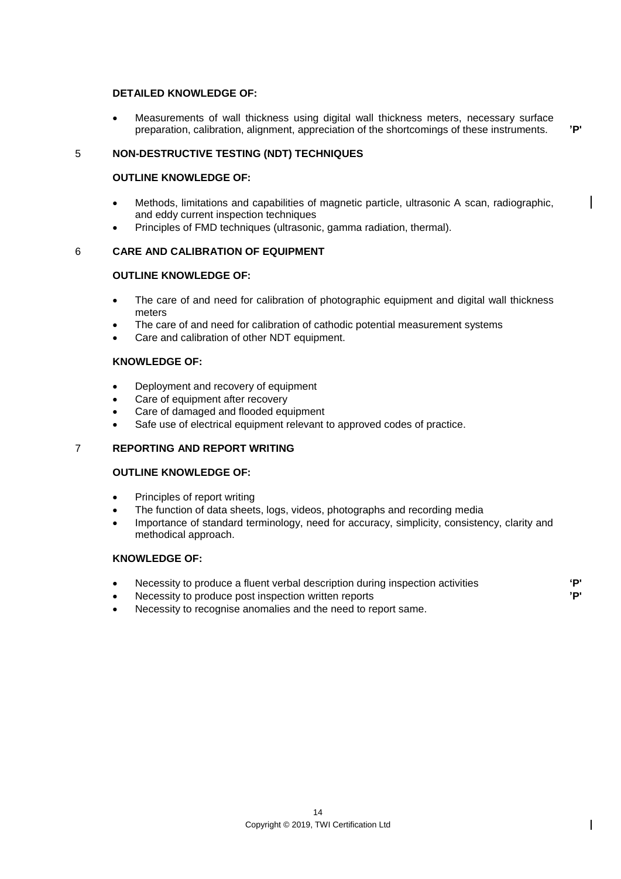**DETAILED KNOWLEDGE OF:**

- Measurements of wall thickness using digital wall thickness meters, necessary surface preparation, calibration, alignment, appreciation of the shortcomings of these instruments. **'P'**

## 5 NON-DESTRUCTIVE TESTING (NDT) TECHNIQUES

**OUTLINE KNOWLEDGE OF:**

- Methods, limitations and capabilities of magnetic particle, ultrasonic A scan, radiographic, and eddy current inspection techniques
- Principles of FMD techniques (ultrasonic, gamma radiation, thermal).

## 6 CARE AND CALIBRATION OF EQUIPMENT

**OUTLINE KNOWLEDGE OF:**

- The care of and need for calibration of photographic equipment and digital wall thickness meters
- The care of and need for calibration of cathodic potential measurement systems
- Care and calibration of other NDT equipment.

**KNOWLEDGE OF:**

- Deployment and recovery of equipment
- Care of equipment after recovery
- Care of damaged and flooded equipment
- Safe use of electrical equipment relevant to approved codes of practice.

## 7 REPORTING AND REPORT WRITING

**OUTLINE KNOWLEDGE OF:**

- Principles of report writing
- The function of data sheets, logs, videos, photographs and recording media
- Importance of standard terminology, need for accuracy, simplicity, consistency, clarity and methodical approach.

**KNOWLEDGE OF:**

- Necessity to produce a fluent verbal description during inspection activities **'P'**
- Necessity to produce post inspection written reports **'P'**
- Necessity to recognise anomalies and the need to report same.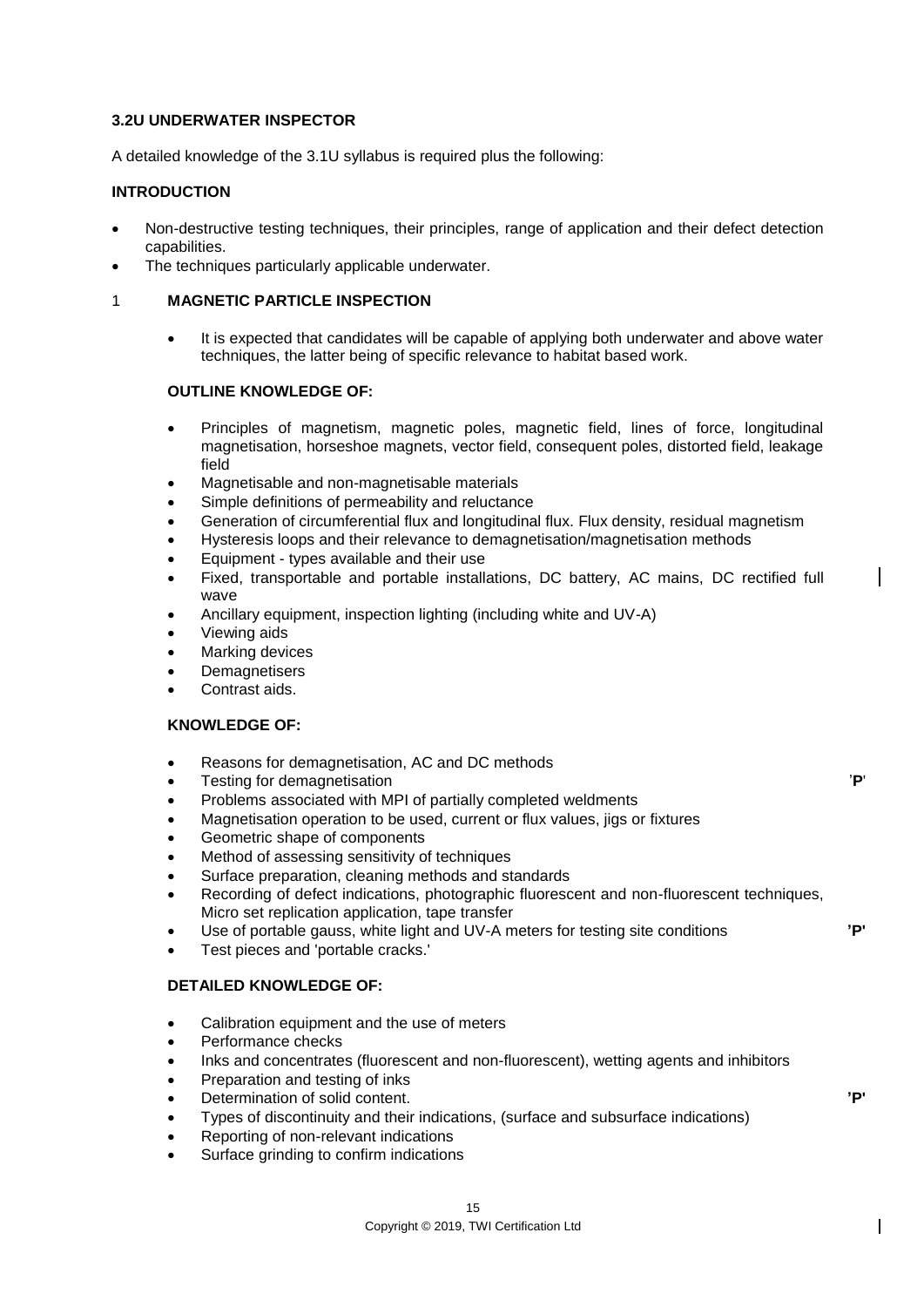**3.2U UNDERWATER INSPECTOR**

A detailed knowledge of the 3.1U syllabus is required plus the following:

**INTRODUCTION**

- Non-destructive testing techniques, their principles, range of application and their defect detection capabilities.
- The techniques particularly applicable underwater.

1 **MAGNETIC PARTICLE INSPECTION**

- It is expected that candidates will be capable of applying both underwater and above water techniques, the latter being of specific relevance to habitat based work.

**OUTLINE KNOWLEDGE OF:**

- Principles of magnetism, magnetic poles, magnetic field, lines of force, longitudinal magnetisation, horseshoe magnets, vector field, consequent poles, distorted field, leakage field
- Magnetisable and non-magnetisable materials
- Simple definitions of permeability and reluctance
- Generation of circumferential flux and longitudinal flux. Flux density, residual magnetism
- Hysteresis loops and their relevance to demagnetisation/magnetisation methods
- Equipment - types available and their use
- Fixed, transportable and portable installations, DC battery, AC mains, DC rectified full wave
- Ancillary equipment, inspection lighting (including white and UV-A)
- Viewing aids
- Marking devices
- Demagnetisers
- Contrast aids.

**KNOWLEDGE OF:**

- Reasons for demagnetisation, AC and DC methods
- Testing for demagnetisation **'P'**
- Problems associated with MPI of partially completed weldments
- Magnetisation operation to be used, current or flux values, jigs or fixtures
- Geometric shape of components
- Method of assessing sensitivity of techniques
- Surface preparation, cleaning methods and standards
- Recording of defect indications, photographic fluorescent and non-fluorescent techniques, Micro set replication application, tape transfer
- Use of portable gauss, white light and UV-A meters for testing site conditions **'P'**
- Test pieces and 'portable cracks.'

**DETAILED KNOWLEDGE OF:**

- Calibration equipment and the use of meters
- Performance checks
- Inks and concentrates (fluorescent and non-fluorescent), wetting agents and inhibitors
- Preparation and testing of inks
- Determination of solid content. **'P'**
- Types of discontinuity and their indications, (surface and subsurface indications)
- Reporting of non-relevant indications
- Surface grinding to confirm indications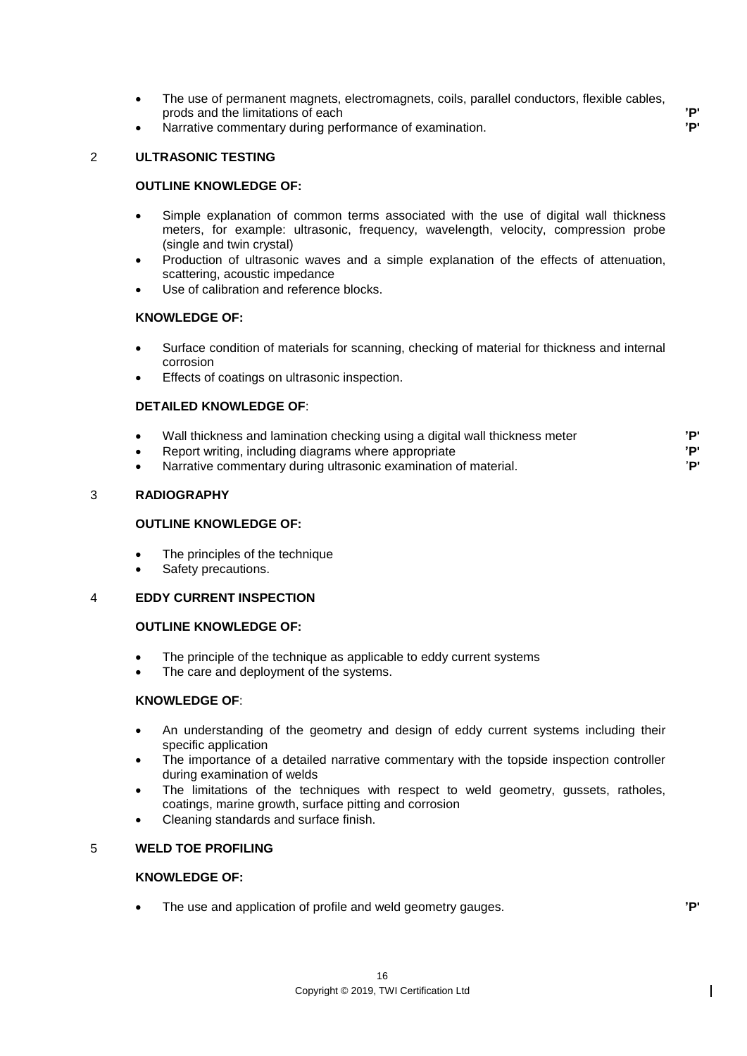- The use of permanent magnets, electromagnets, coils, parallel conductors, flexible cables, prods and the limitations of each **'P'**
- Narrative commentary during performance of examination. **'P'**

## 2 ULTRASONIC TESTING

**OUTLINE KNOWLEDGE OF:**

- Simple explanation of common terms associated with the use of digital wall thickness meters, for example: ultrasonic, frequency, wavelength, velocity, compression probe (single and twin crystal)
- Production of ultrasonic waves and a simple explanation of the effects of attenuation, scattering, acoustic impedance
- Use of calibration and reference blocks.

**KNOWLEDGE OF:**

- Surface condition of materials for scanning, checking of material for thickness and internal corrosion
- Effects of coatings on ultrasonic inspection.

**DETAILED KNOWLEDGE OF:**

- Wall thickness and lamination checking using a digital wall thickness meter **'P'**
- Report writing, including diagrams where appropriate **'P'**
- Narrative commentary during ultrasonic examination of material. **'P'**

## 3 RADIOGRAPHY

**OUTLINE KNOWLEDGE OF:**

- The principles of the technique
- Safety precautions.

## 4 EDDY CURRENT INSPECTION

**OUTLINE KNOWLEDGE OF:**

- The principle of the technique as applicable to eddy current systems
- The care and deployment of the systems.

**KNOWLEDGE OF:**

- An understanding of the geometry and design of eddy current systems including their specific application
- The importance of a detailed narrative commentary with the topside inspection controller during examination of welds
- The limitations of the techniques with respect to weld geometry, gussets, ratholes, coatings, marine growth, surface pitting and corrosion
- Cleaning standards and surface finish.

## 5 WELD TOE PROFILING

**KNOWLEDGE OF:**

- The use and application of profile and weld geometry gauges. **'P'**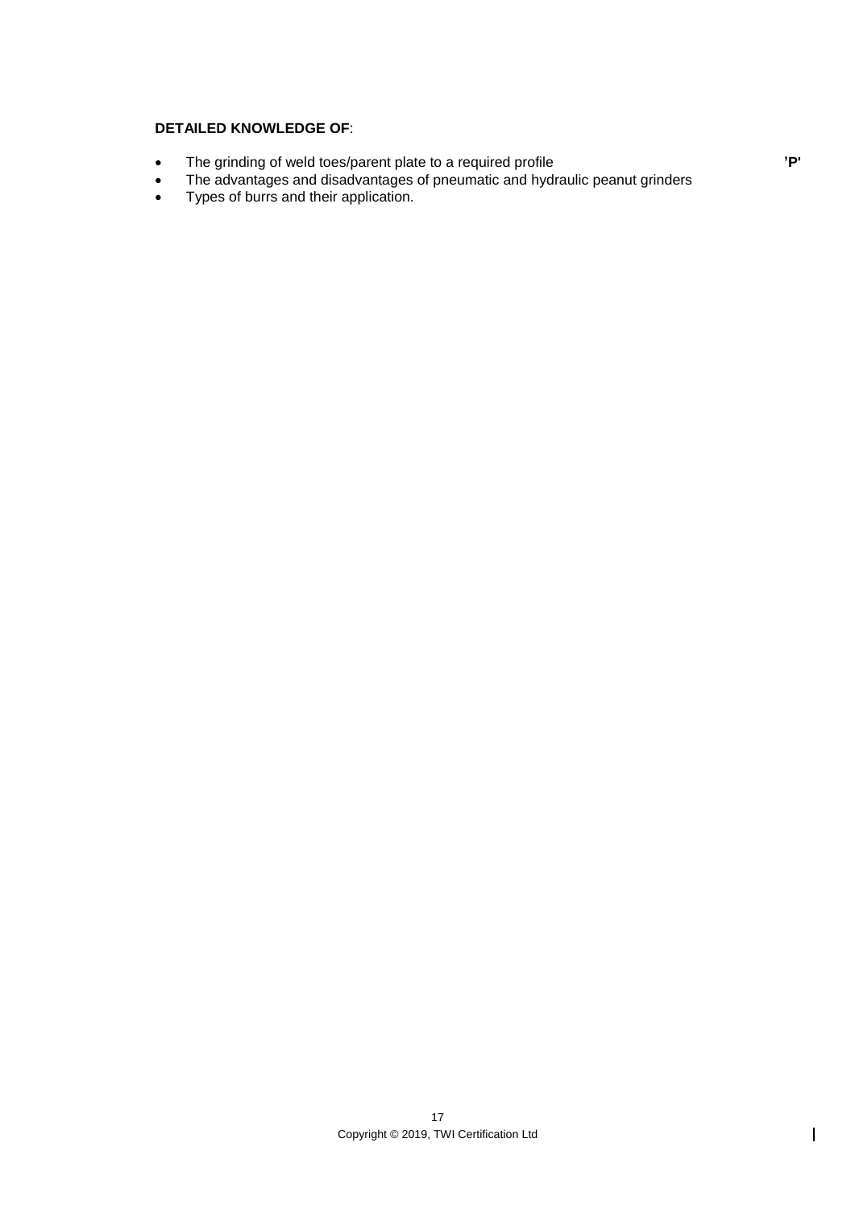**DETAILED KNOWLEDGE OF**:

- The grinding of weld toes/parent plate to a required profile **'P'**
- The advantages and disadvantages of pneumatic and hydraulic peanut grinders
- Types of burrs and their application.